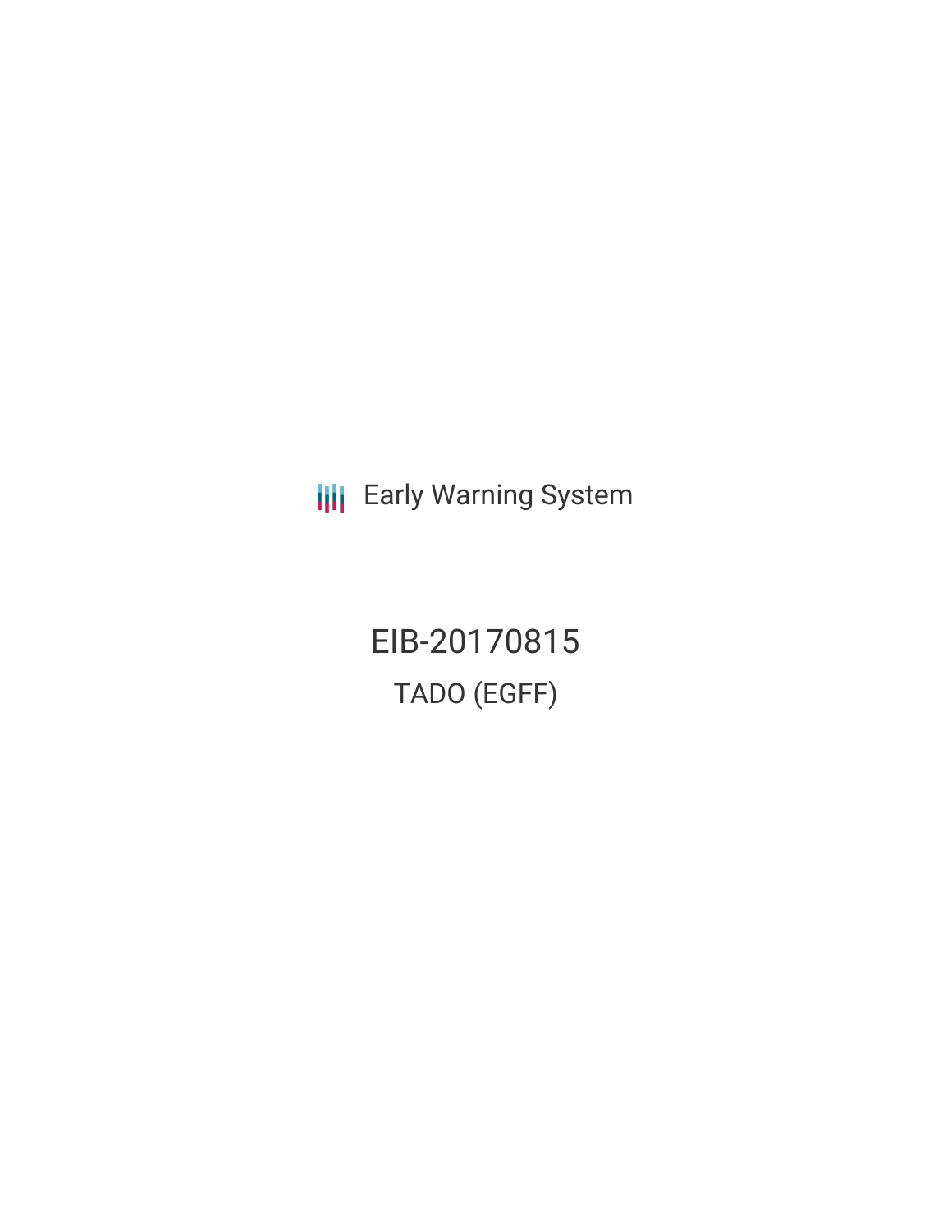Early Warning System

# EIB-20170815

## TADO (EGFF)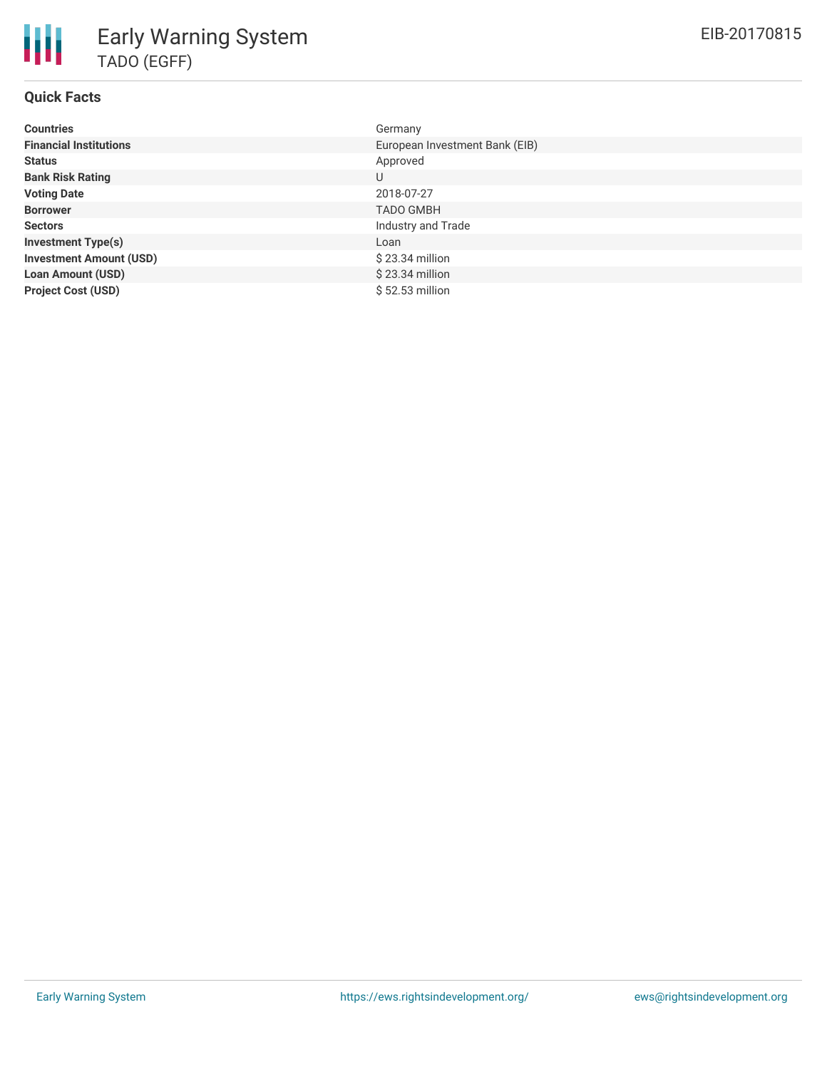# Early Warning System

TADO (EGFF)

EIB-20170815

## Quick Facts

| | |
|---|---|
| **Countries** | Germany |
| **Financial Institutions** | European Investment Bank (EIB) |
| **Status** | Approved |
| **Bank Risk Rating** | U |
| **Voting Date** | 2018-07-27 |
| **Borrower** | TADO GMBH |
| **Sectors** | Industry and Trade |
| **Investment Type(s)** | Loan |
| **Investment Amount (USD)** | $ 23.34 million |
| **Loan Amount (USD)** | $ 23.34 million |
| **Project Cost (USD)** | $ 52.53 million |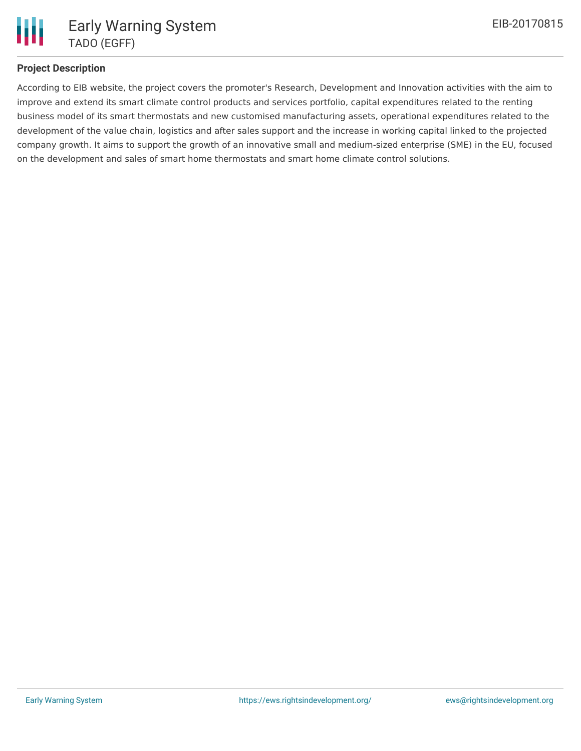## Project Description

According to EIB website, the project covers the promoter's Research, Development and Innovation activities with the aim to improve and extend its smart climate control products and services portfolio, capital expenditures related to the renting business model of its smart thermostats and new customised manufacturing assets, operational expenditures related to the development of the value chain, logistics and after sales support and the increase in working capital linked to the projected company growth. It aims to support the growth of an innovative small and medium-sized enterprise (SME) in the EU, focused on the development and sales of smart home thermostats and smart home climate control solutions.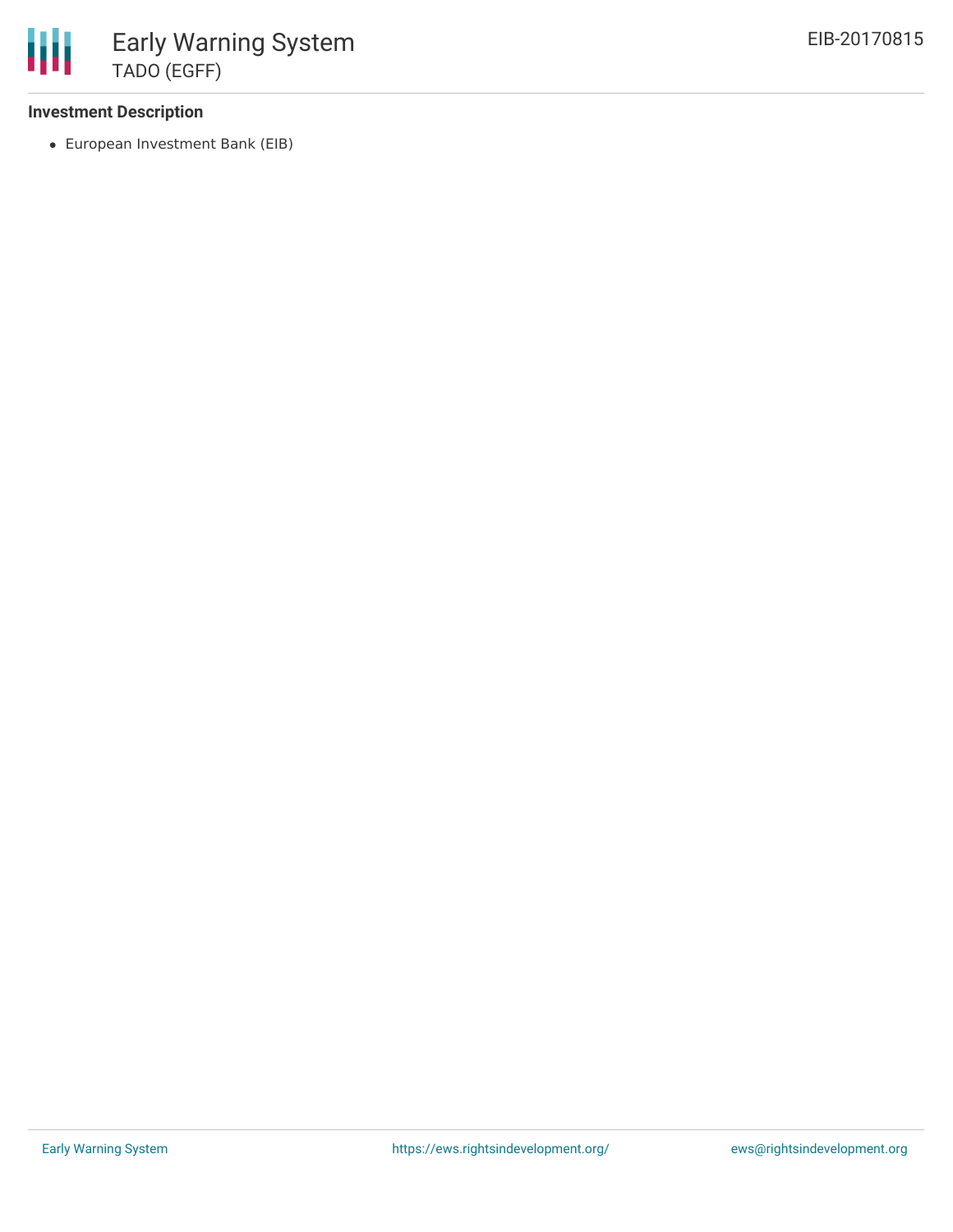### Investment Description

- European Investment Bank (EIB)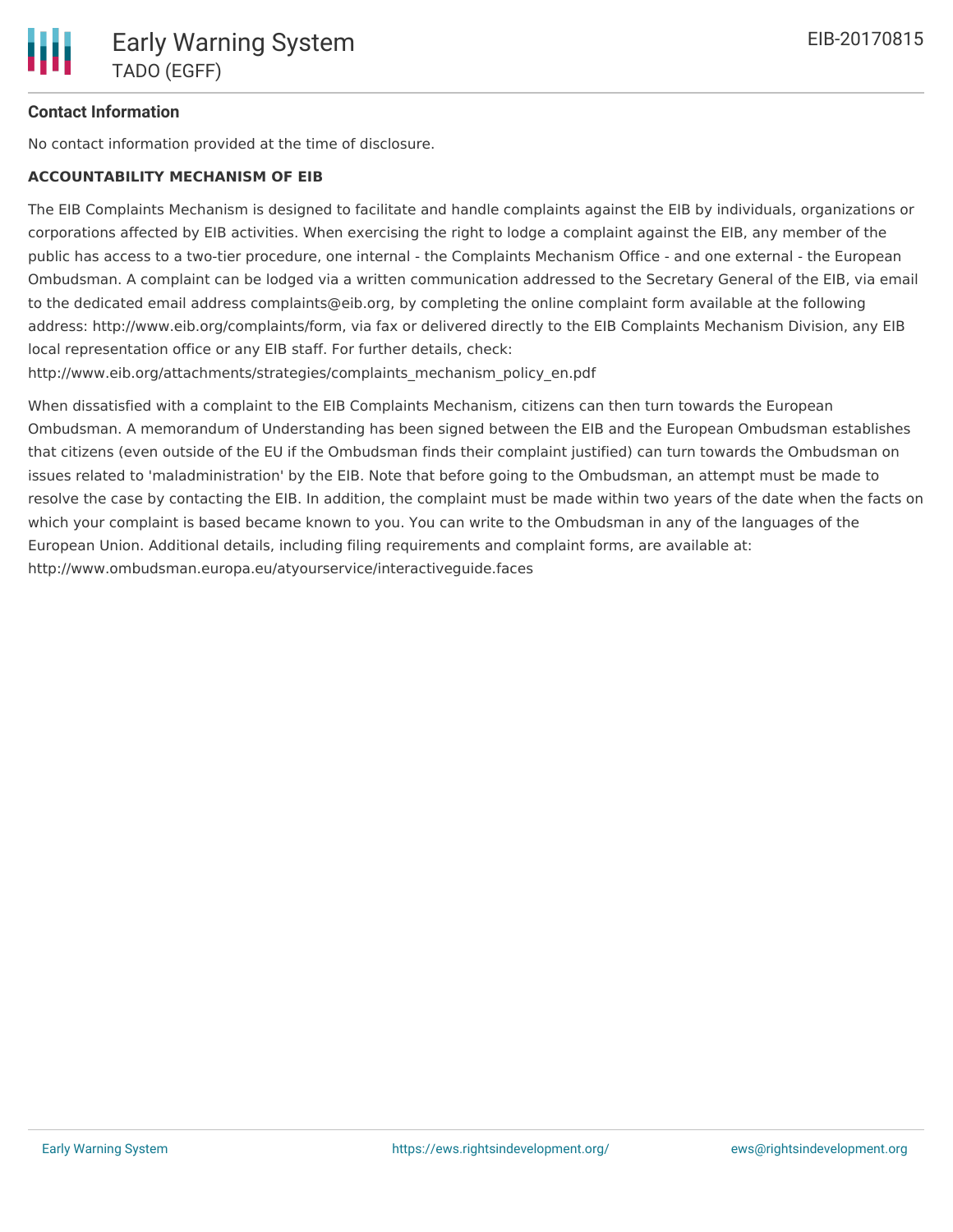**Contact Information**

No contact information provided at the time of disclosure.

**ACCOUNTABILITY MECHANISM OF EIB**

The EIB Complaints Mechanism is designed to facilitate and handle complaints against the EIB by individuals, organizations or corporations affected by EIB activities. When exercising the right to lodge a complaint against the EIB, any member of the public has access to a two-tier procedure, one internal - the Complaints Mechanism Office - and one external - the European Ombudsman. A complaint can be lodged via a written communication addressed to the Secretary General of the EIB, via email to the dedicated email address complaints@eib.org, by completing the online complaint form available at the following address: http://www.eib.org/complaints/form, via fax or delivered directly to the EIB Complaints Mechanism Division, any EIB local representation office or any EIB staff. For further details, check: http://www.eib.org/attachments/strategies/complaints_mechanism_policy_en.pdf

When dissatisfied with a complaint to the EIB Complaints Mechanism, citizens can then turn towards the European Ombudsman. A memorandum of Understanding has been signed between the EIB and the European Ombudsman establishes that citizens (even outside of the EU if the Ombudsman finds their complaint justified) can turn towards the Ombudsman on issues related to 'maladministration' by the EIB. Note that before going to the Ombudsman, an attempt must be made to resolve the case by contacting the EIB. In addition, the complaint must be made within two years of the date when the facts on which your complaint is based became known to you. You can write to the Ombudsman in any of the languages of the European Union. Additional details, including filing requirements and complaint forms, are available at: http://www.ombudsman.europa.eu/atyourservice/interactiveguide.faces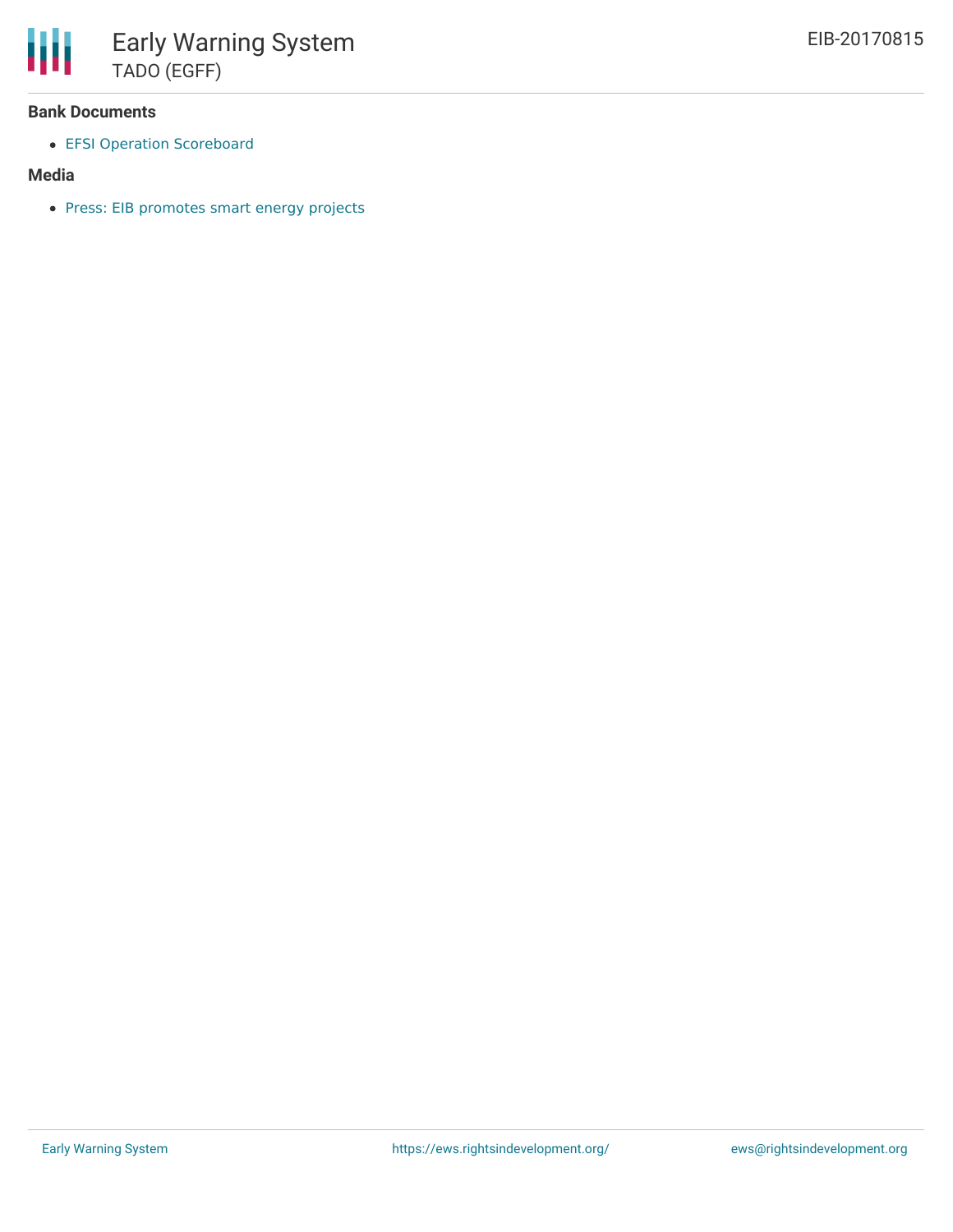**Bank Documents**

- EFSI Operation Scoreboard

**Media**

- Press: EIB promotes smart energy projects